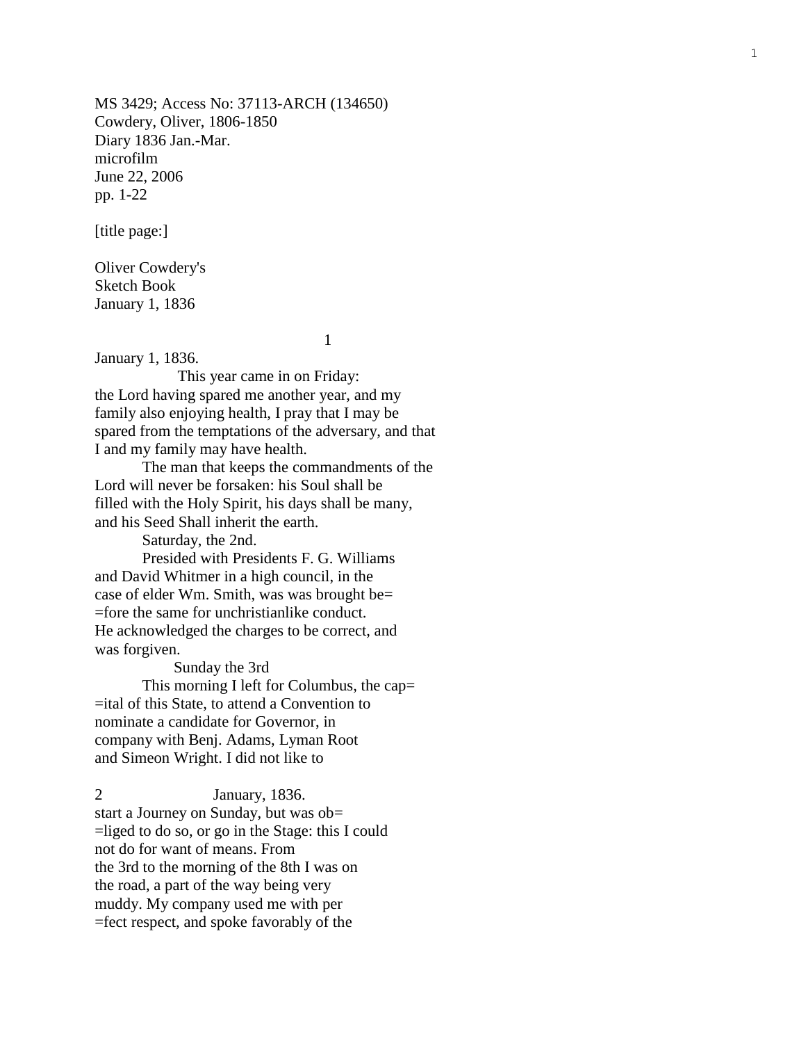MS 3429; Access No: 37113-ARCH (134650)
Cowdery, Oliver, 1806-1850
Diary 1836 Jan.-Mar.
microfilm
June 22, 2006
pp. 1-22

[title page:]

Oliver Cowdery's
Sketch Book
January 1, 1836

1

January 1, 1836.

This year came in on Friday: the Lord having spared me another year, and my family also enjoying health, I pray that I may be spared from the temptations of the adversary, and that I and my family may have health.

The man that keeps the commandments of the Lord will never be forsaken: his Soul shall be filled with the Holy Spirit, his days shall be many, and his Seed Shall inherit the earth.

Saturday, the 2nd.

Presided with Presidents F. G. Williams and David Whitmer in a high council, in the case of elder Wm. Smith, was was brought be= =fore the same for unchristianlike conduct. He acknowledged the charges to be correct, and was forgiven.

Sunday the 3rd

This morning I left for Columbus, the cap= =ital of this State, to attend a Convention to nominate a candidate for Governor, in company with Benj. Adams, Lyman Root and Simeon Wright. I did not like to

2 January, 1836.

start a Journey on Sunday, but was ob= =liged to do so, or go in the Stage: this I could not do for want of means. From the 3rd to the morning of the 8th I was on the road, a part of the way being very muddy. My company used me with per =fect respect, and spoke favorably of the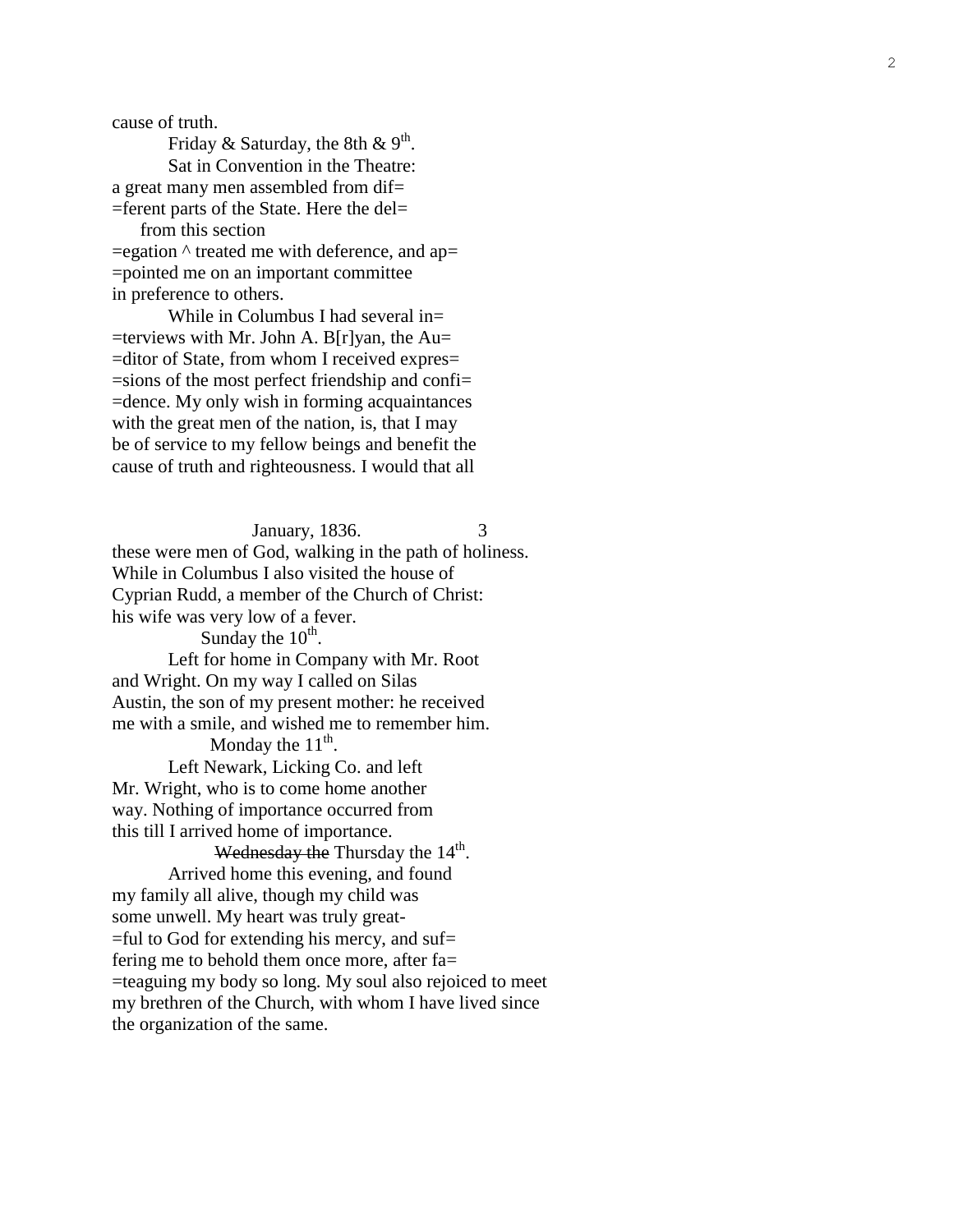cause of truth.

Friday & Saturday, the 8th & 9th.

Sat in Convention in the Theatre:
a great many men assembled from dif=
=ferent parts of the State. Here the del=
from this section
=egation ^ treated me with deference, and ap=
=pointed me on an important committee
in preference to others.

While in Columbus I had several in=
=terviews with Mr. John A. B[r]yan, the Au=
=ditor of State, from whom I received expres=
=sions of the most perfect friendship and confi=
=dence. My only wish in forming acquaintances
with the great men of the nation, is, that I may
be of service to my fellow beings and benefit the
cause of truth and righteousness. I would that all

January, 1836. 3

these were men of God, walking in the path of holiness.
While in Columbus I also visited the house of
Cyprian Rudd, a member of the Church of Christ:
his wife was very low of a fever.

Sunday the 10th.

Left for home in Company with Mr. Root
and Wright. On my way I called on Silas
Austin, the son of my present mother: he received
me with a smile, and wished me to remember him.

Monday the 11th.

Left Newark, Licking Co. and left
Mr. Wright, who is to come home another
way. Nothing of importance occurred from
this till I arrived home of importance.

~~Wednesday the~~ Thursday the 14th.

Arrived home this evening, and found
my family all alive, though my child was
some unwell. My heart was truly great-
=ful to God for extending his mercy, and suf=
fering me to behold them once more, after fa=
=teaguing my body so long. My soul also rejoiced to meet
my brethren of the Church, with whom I have lived since
the organization of the same.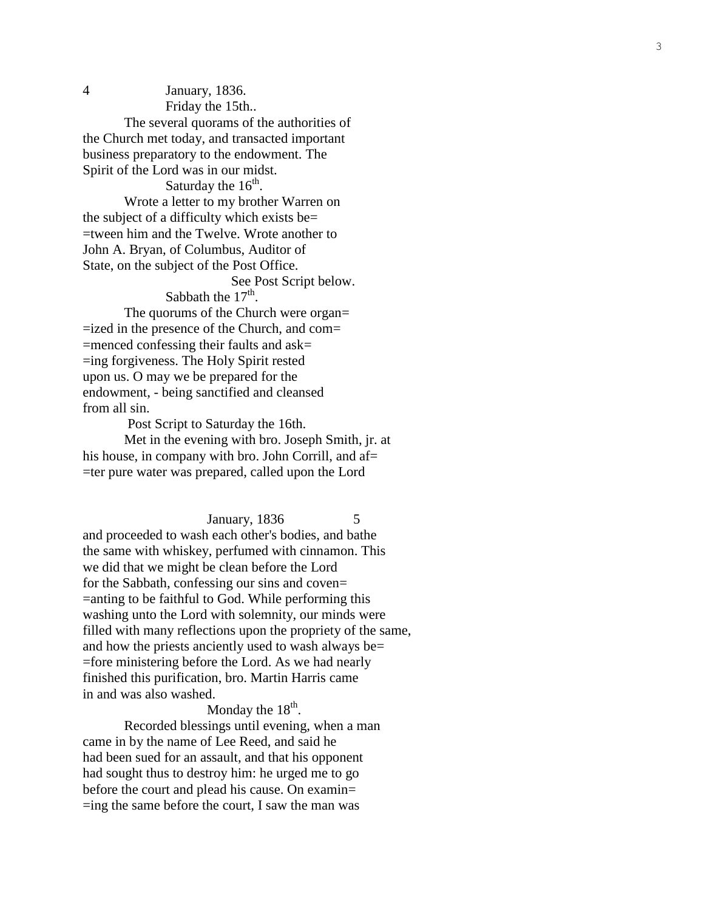4 January, 1836.

Friday the 15th..

The several quorams of the authorities of the Church met today, and transacted important business preparatory to the endowment. The Spirit of the Lord was in our midst.

Saturday the 16th.

Wrote a letter to my brother Warren on the subject of a difficulty which exists be= =tween him and the Twelve. Wrote another to John A. Bryan, of Columbus, Auditor of State, on the subject of the Post Office.

See Post Script below.

Sabbath the 17th.

The quorums of the Church were organ= =ized in the presence of the Church, and com= =menced confessing their faults and ask= =ing forgiveness. The Holy Spirit rested upon us. O may we be prepared for the endowment, - being sanctified and cleansed from all sin.

Post Script to Saturday the 16th.

Met in the evening with bro. Joseph Smith, jr. at his house, in company with bro. John Corrill, and af= =ter pure water was prepared, called upon the Lord

January, 1836 5

and proceeded to wash each other's bodies, and bathe the same with whiskey, perfumed with cinnamon. This we did that we might be clean before the Lord for the Sabbath, confessing our sins and coven= =anting to be faithful to God. While performing this washing unto the Lord with solemnity, our minds were filled with many reflections upon the propriety of the same, and how the priests anciently used to wash always be= =fore ministering before the Lord. As we had nearly finished this purification, bro. Martin Harris came in and was also washed.

Monday the 18th.

Recorded blessings until evening, when a man came in by the name of Lee Reed, and said he had been sued for an assault, and that his opponent had sought thus to destroy him: he urged me to go before the court and plead his cause. On examin= =ing the same before the court, I saw the man was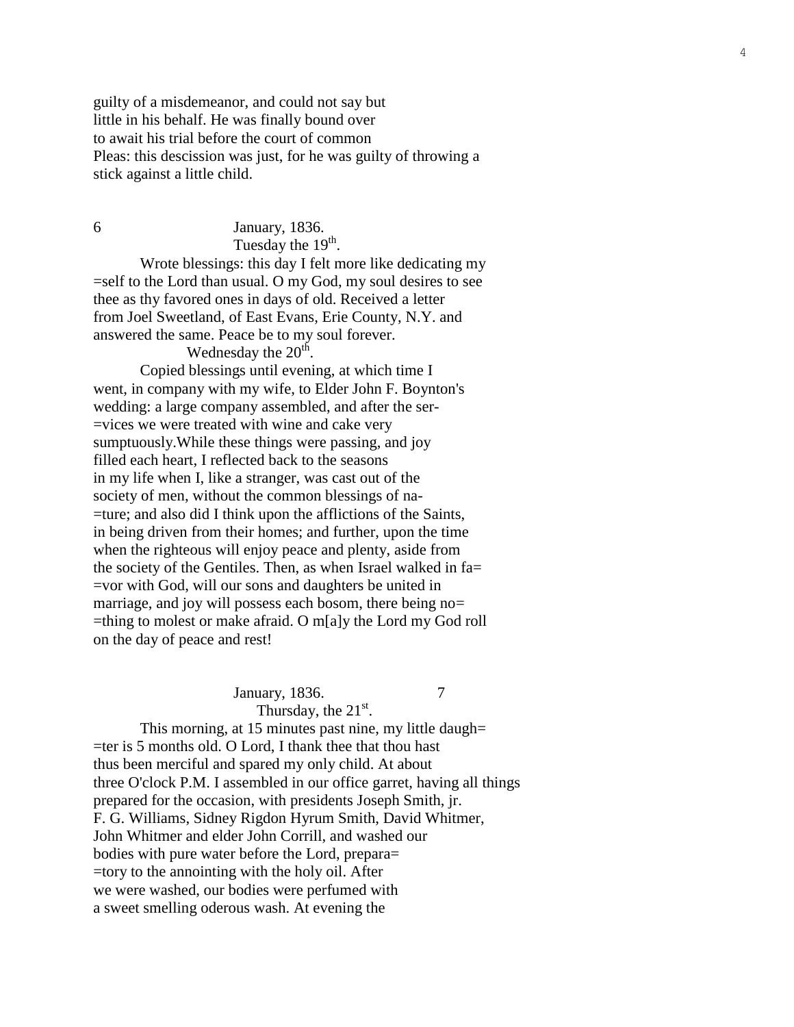guilty of a misdemeanor, and could not say but
little in his behalf. He was finally bound over
to await his trial before the court of common
Pleas: this descission was just, for he was guilty of throwing a
stick against a little child.

6 January, 1836.
Tuesday the 19th.

Wrote blessings: this day I felt more like dedicating my
=self to the Lord than usual. O my God, my soul desires to see
thee as thy favored ones in days of old. Received a letter
from Joel Sweetland, of East Evans, Erie County, N.Y. and
answered the same. Peace be to my soul forever.

Wednesday the 20th.

Copied blessings until evening, at which time I
went, in company with my wife, to Elder John F. Boynton's
wedding: a large company assembled, and after the ser-
=vices we were treated with wine and cake very
sumptuously.While these things were passing, and joy
filled each heart, I reflected back to the seasons
in my life when I, like a stranger, was cast out of the
society of men, without the common blessings of na-
=ture; and also did I think upon the afflictions of the Saints,
in being driven from their homes; and further, upon the time
when the righteous will enjoy peace and plenty, aside from
the society of the Gentiles. Then, as when Israel walked in fa=
=vor with God, will our sons and daughters be united in
marriage, and joy will possess each bosom, there being no=
=thing to molest or make afraid. O m[a]y the Lord my God roll
on the day of peace and rest!

January, 1836. 7
Thursday, the 21st.

This morning, at 15 minutes past nine, my little daugh=
=ter is 5 months old. O Lord, I thank thee that thou hast
thus been merciful and spared my only child. At about
three O'clock P.M. I assembled in our office garret, having all things
prepared for the occasion, with presidents Joseph Smith, jr.
F. G. Williams, Sidney Rigdon Hyrum Smith, David Whitmer,
John Whitmer and elder John Corrill, and washed our
bodies with pure water before the Lord, prepara=
=tory to the annointing with the holy oil. After
we were washed, our bodies were perfumed with
a sweet smelling oderous wash. At evening the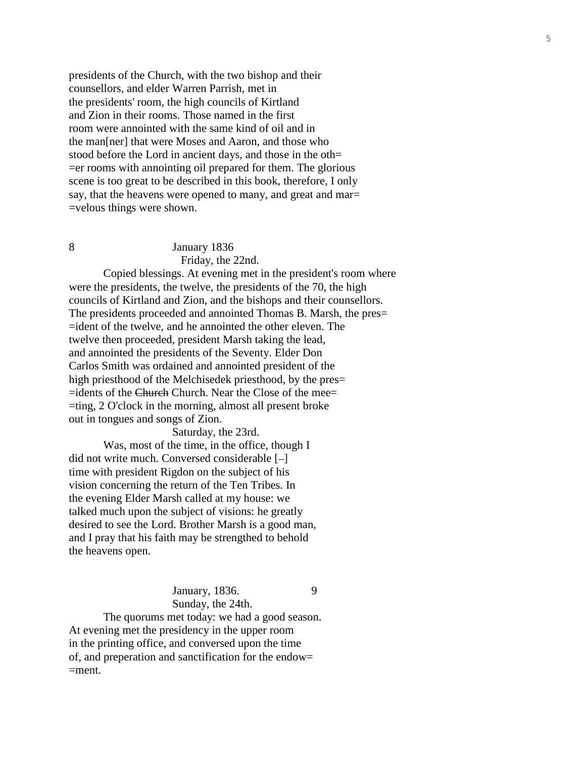presidents of the Church, with the two bishop and their counsellors, and elder Warren Parrish, met in the presidents' room, the high councils of Kirtland and Zion in their rooms. Those named in the first room were annointed with the same kind of oil and in the man[ner] that were Moses and Aaron, and those who stood before the Lord in ancient days, and those in the oth= =er rooms with annointing oil prepared for them. The glorious scene is too great to be described in this book, therefore, I only say, that the heavens were opened to many, and great and mar= =velous things were shown.

8 January 1836

Friday, the 22nd.

Copied blessings. At evening met in the president's room where were the presidents, the twelve, the presidents of the 70, the high councils of Kirtland and Zion, and the bishops and their counsellors. The presidents proceeded and annointed Thomas B. Marsh, the pres= =ident of the twelve, and he annointed the other eleven. The twelve then proceeded, president Marsh taking the lead, and annointed the presidents of the Seventy. Elder Don Carlos Smith was ordained and annointed president of the high priesthood of the Melchisedek priesthood, by the pres= =idents of the ~~Church~~ Church. Near the Close of the mee= =ting, 2 O'clock in the morning, almost all present broke out in tongues and songs of Zion.

Saturday, the 23rd.

Was, most of the time, in the office, though I did not write much. Conversed considerable [–] time with president Rigdon on the subject of his vision concerning the return of the Ten Tribes. In the evening Elder Marsh called at my house: we talked much upon the subject of visions: he greatly desired to see the Lord. Brother Marsh is a good man, and I pray that his faith may be strengthed to behold the heavens open.

January, 1836. 9

Sunday, the 24th.

The quorums met today: we had a good season. At evening met the presidency in the upper room in the printing office, and conversed upon the time of, and preperation and sanctification for the endow= =ment.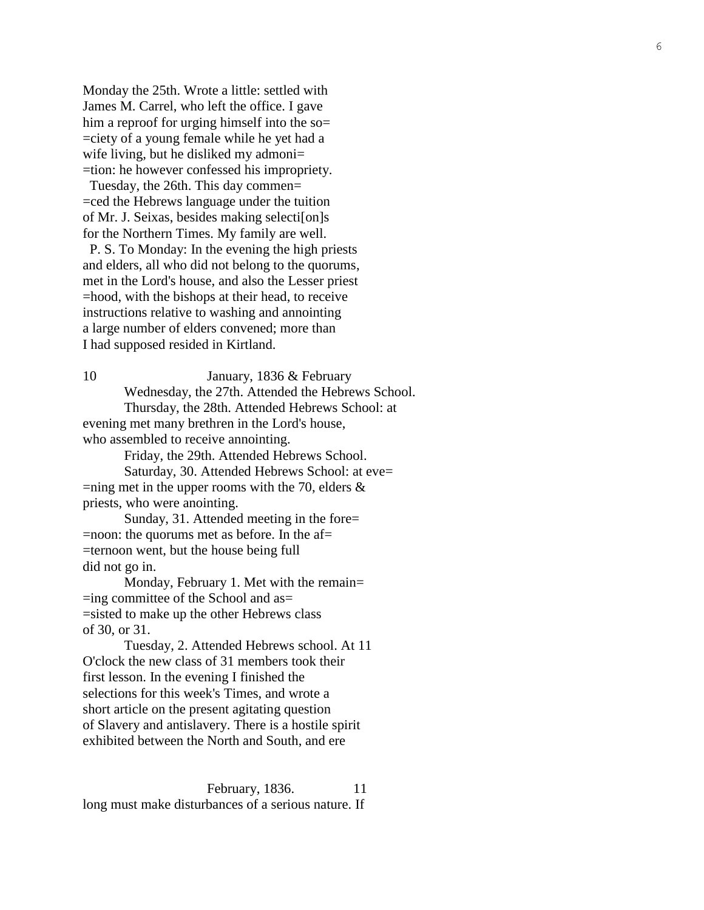Monday the 25th. Wrote a little: settled with James M. Carrel, who left the office. I gave him a reproof for urging himself into the so= =ciety of a young female while he yet had a wife living, but he disliked my admoni= =tion: he however confessed his impropriety.

Tuesday, the 26th. This day commen= =ced the Hebrews language under the tuition of Mr. J. Seixas, besides making selecti[on]s for the Northern Times. My family are well.

P. S. To Monday: In the evening the high priests and elders, all who did not belong to the quorums, met in the Lord's house, and also the Lesser priest =hood, with the bishops at their head, to receive instructions relative to washing and annointing a large number of elders convened; more than I had supposed resided in Kirtland.

10 January, 1836 & February

Wednesday, the 27th. Attended the Hebrews School.

Thursday, the 28th. Attended Hebrews School: at evening met many brethren in the Lord's house, who assembled to receive annointing.

Friday, the 29th. Attended Hebrews School.

Saturday, 30. Attended Hebrews School: at eve= =ning met in the upper rooms with the 70, elders & priests, who were anointing.

Sunday, 31. Attended meeting in the fore= =noon: the quorums met as before. In the af= =ternoon went, but the house being full did not go in.

Monday, February 1. Met with the remain= =ing committee of the School and as= =sisted to make up the other Hebrews class of 30, or 31.

Tuesday, 2. Attended Hebrews school. At 11 O'clock the new class of 31 members took their first lesson. In the evening I finished the selections for this week's Times, and wrote a short article on the present agitating question of Slavery and antislavery. There is a hostile spirit exhibited between the North and South, and ere

February, 1836. 11

long must make disturbances of a serious nature. If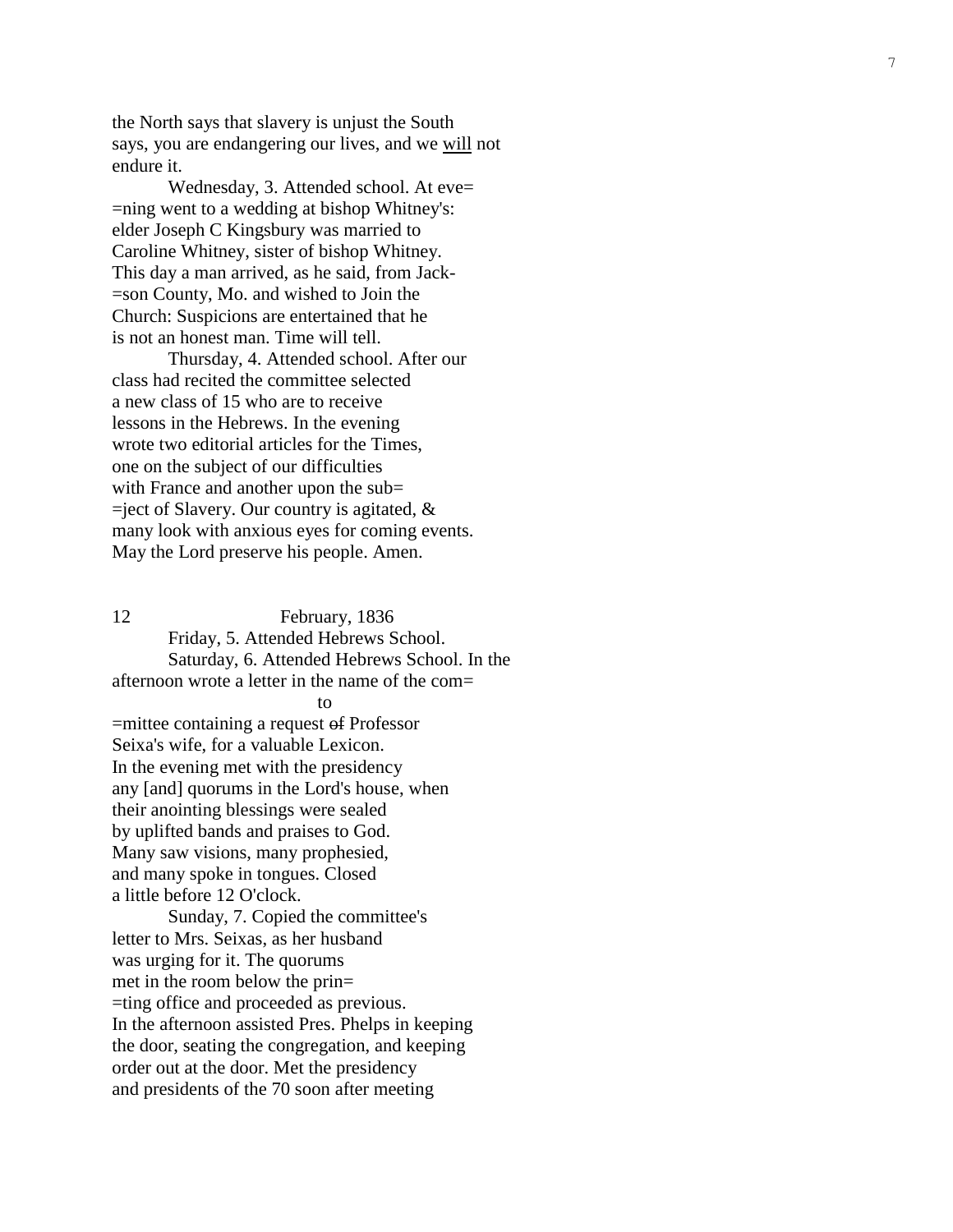the North says that slavery is unjust the South says, you are endangering our lives, and we <u>will</u> not endure it.

Wednesday, 3. Attended school. At eve= =ning went to a wedding at bishop Whitney's: elder Joseph C Kingsbury was married to Caroline Whitney, sister of bishop Whitney. This day a man arrived, as he said, from Jack- =son County, Mo. and wished to Join the Church: Suspicions are entertained that he is not an honest man. Time will tell.

Thursday, 4. Attended school. After our class had recited the committee selected a new class of 15 who are to receive lessons in the Hebrews. In the evening wrote two editorial articles for the Times, one on the subject of our difficulties with France and another upon the sub= =ject of Slavery. Our country is agitated, & many look with anxious eyes for coming events. May the Lord preserve his people. Amen.

12 February, 1836

Friday, 5. Attended Hebrews School.

Saturday, 6. Attended Hebrews School. In the afternoon wrote a letter in the name of the com= =mittee containing a request ~~of~~ to Professor Seixa's wife, for a valuable Lexicon. In the evening met with the presidency any [and] quorums in the Lord's house, when their anointing blessings were sealed by uplifted bands and praises to God. Many saw visions, many prophesied, and many spoke in tongues. Closed a little before 12 O'clock.

Sunday, 7. Copied the committee's letter to Mrs. Seixas, as her husband was urging for it. The quorums met in the room below the prin= =ting office and proceeded as previous. In the afternoon assisted Pres. Phelps in keeping the door, seating the congregation, and keeping order out at the door. Met the presidency and presidents of the 70 soon after meeting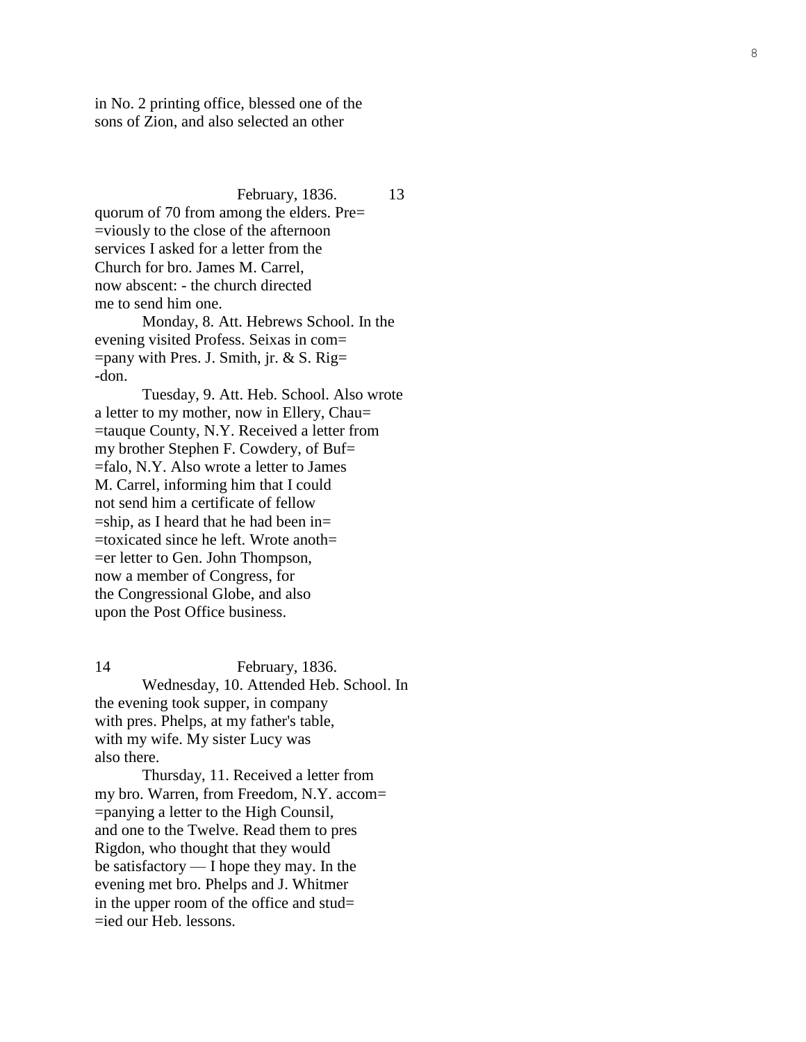in No. 2 printing office, blessed one of the sons of Zion, and also selected an other

February, 1836. 13

quorum of 70 from among the elders. Pre= =viously to the close of the afternoon services I asked for a letter from the Church for bro. James M. Carrel, now abscent: - the church directed me to send him one.

Monday, 8. Att. Hebrews School. In the evening visited Profess. Seixas in com= =pany with Pres. J. Smith, jr. & S. Rig= -don.

Tuesday, 9. Att. Heb. School. Also wrote a letter to my mother, now in Ellery, Chau= =tauque County, N.Y. Received a letter from my brother Stephen F. Cowdery, of Buf= =falo, N.Y. Also wrote a letter to James M. Carrel, informing him that I could not send him a certificate of fellow =ship, as I heard that he had been in= =toxicated since he left. Wrote anoth= =er letter to Gen. John Thompson, now a member of Congress, for the Congressional Globe, and also upon the Post Office business.

14 February, 1836.

Wednesday, 10. Attended Heb. School. In the evening took supper, in company with pres. Phelps, at my father's table, with my wife. My sister Lucy was also there.

Thursday, 11. Received a letter from my bro. Warren, from Freedom, N.Y. accom= =panying a letter to the High Counsil, and one to the Twelve. Read them to pres Rigdon, who thought that they would be satisfactory — I hope they may. In the evening met bro. Phelps and J. Whitmer in the upper room of the office and stud= =ied our Heb. lessons.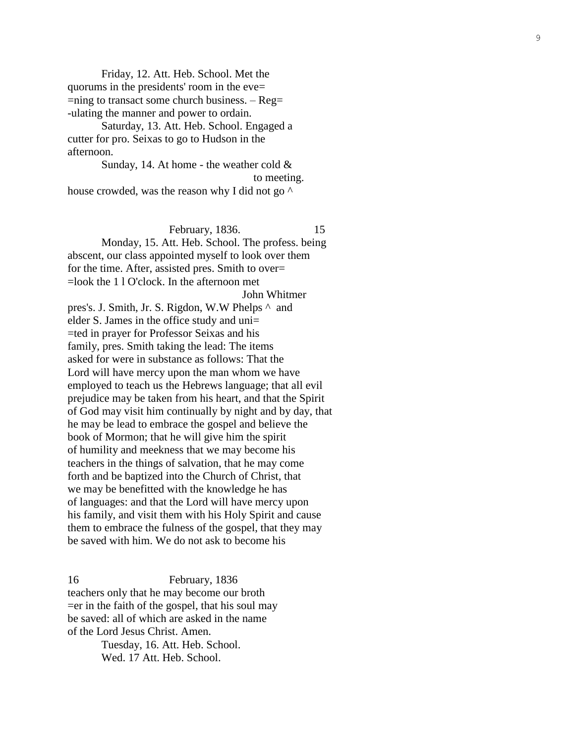Friday, 12. Att. Heb. School. Met the quorums in the presidents' room in the eve= =ning to transact some church business. – Reg= -ulating the manner and power to ordain.

Saturday, 13. Att. Heb. School. Engaged a cutter for pro. Seixas to go to Hudson in the afternoon.

Sunday, 14. At home - the weather cold & house crowded, was the reason why I did not go ^ to meeting.

February, 1836. 15

Monday, 15. Att. Heb. School. The profess. being abscent, our class appointed myself to look over them for the time. After, assisted pres. Smith to over= =look the 1 l O'clock. In the afternoon met pres's. J. Smith, Jr. S. Rigdon, W.W Phelps ^ John Whitmer and elder S. James in the office study and uni= =ted in prayer for Professor Seixas and his family, pres. Smith taking the lead: The items asked for were in substance as follows: That the Lord will have mercy upon the man whom we have employed to teach us the Hebrews language; that all evil prejudice may be taken from his heart, and that the Spirit of God may visit him continually by night and by day, that he may be lead to embrace the gospel and believe the book of Mormon; that he will give him the spirit of humility and meekness that we may become his teachers in the things of salvation, that he may come forth and be baptized into the Church of Christ, that we may be benefitted with the knowledge he has of languages: and that the Lord will have mercy upon his family, and visit them with his Holy Spirit and cause them to embrace the fulness of the gospel, that they may be saved with him. We do not ask to become his

16 February, 1836

teachers only that he may become our broth =er in the faith of the gospel, that his soul may be saved: all of which are asked in the name of the Lord Jesus Christ. Amen.

Tuesday, 16. Att. Heb. School.

Wed. 17 Att. Heb. School.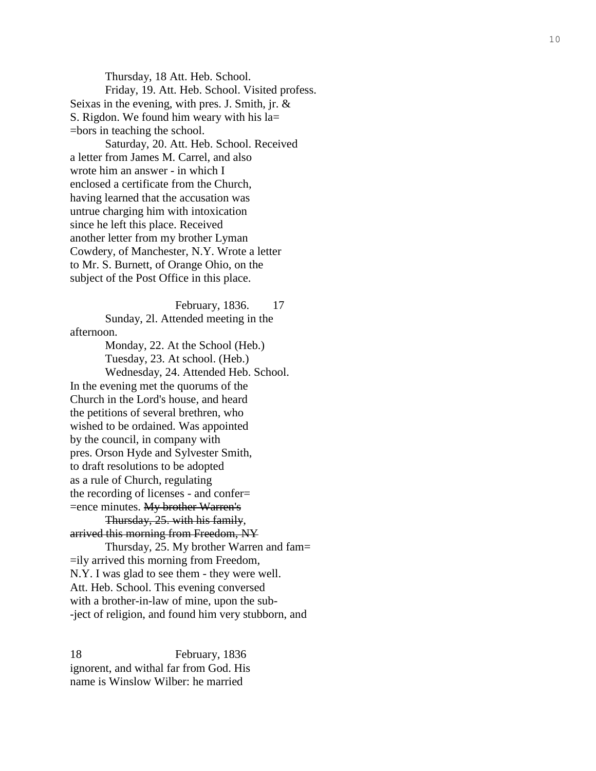Thursday, 18 Att. Heb. School.

Friday, 19. Att. Heb. School. Visited profess. Seixas in the evening, with pres. J. Smith, jr. & S. Rigdon. We found him weary with his la= =bors in teaching the school.

Saturday, 20. Att. Heb. School. Received a letter from James M. Carrel, and also wrote him an answer - in which I enclosed a certificate from the Church, having learned that the accusation was untrue charging him with intoxication since he left this place. Received another letter from my brother Lyman Cowdery, of Manchester, N.Y. Wrote a letter to Mr. S. Burnett, of Orange Ohio, on the subject of the Post Office in this place.

February, 1836. 17

Sunday, 2l. Attended meeting in the afternoon.

Monday, 22. At the School (Heb.)

Tuesday, 23. At school. (Heb.)

Wednesday, 24. Attended Heb. School. In the evening met the quorums of the Church in the Lord's house, and heard the petitions of several brethren, who wished to be ordained. Was appointed by the council, in company with pres. Orson Hyde and Sylvester Smith, to draft resolutions to be adopted as a rule of Church, regulating the recording of licenses - and confer= =ence minutes. ~~My brother Warren's~~

~~Thursday, 25. with his family,~~ ~~arrived this morning from Freedom, NY~~

Thursday, 25. My brother Warren and fam= =ily arrived this morning from Freedom, N.Y. I was glad to see them - they were well. Att. Heb. School. This evening conversed with a brother-in-law of mine, upon the sub- -ject of religion, and found him very stubborn, and

18 February, 1836

ignorent, and withal far from God. His name is Winslow Wilber: he married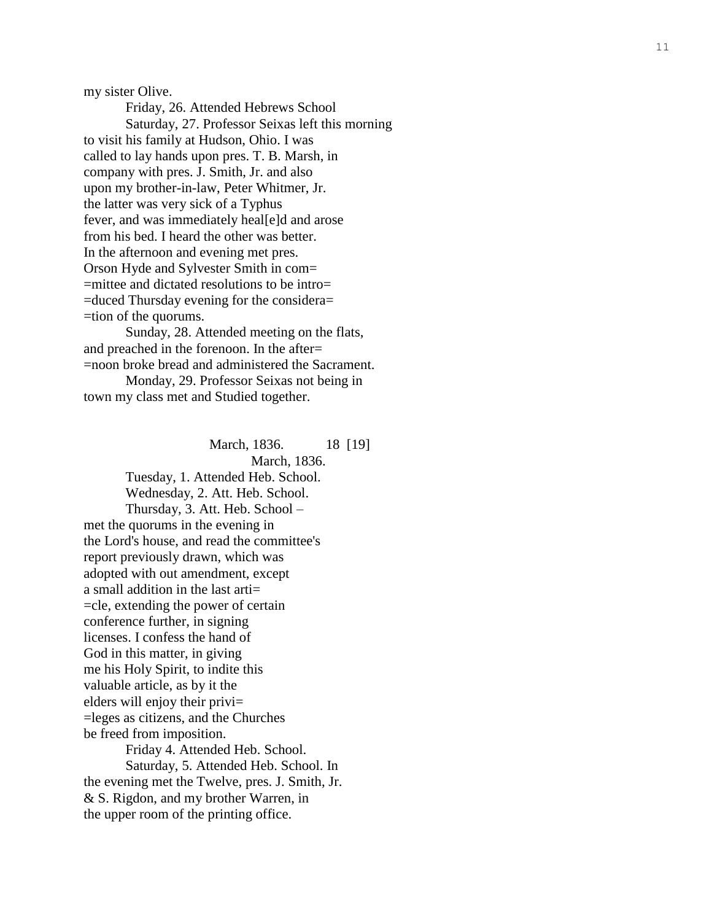my sister Olive.

Friday, 26. Attended Hebrews School

Saturday, 27. Professor Seixas left this morning to visit his family at Hudson, Ohio. I was called to lay hands upon pres. T. B. Marsh, in company with pres. J. Smith, Jr. and also upon my brother-in-law, Peter Whitmer, Jr. the latter was very sick of a Typhus fever, and was immediately heal[e]d and arose from his bed. I heard the other was better. In the afternoon and evening met pres. Orson Hyde and Sylvester Smith in com= =mittee and dictated resolutions to be intro= =duced Thursday evening for the considera= =tion of the quorums.

Sunday, 28. Attended meeting on the flats, and preached in the forenoon. In the after= =noon broke bread and administered the Sacrament.

Monday, 29. Professor Seixas not being in town my class met and Studied together.

March, 1836. 18 [19]

March, 1836.

Tuesday, 1. Attended Heb. School.

Wednesday, 2. Att. Heb. School.

Thursday, 3. Att. Heb. School – met the quorums in the evening in the Lord's house, and read the committee's report previously drawn, which was adopted with out amendment, except a small addition in the last arti= =cle, extending the power of certain conference further, in signing licenses. I confess the hand of God in this matter, in giving me his Holy Spirit, to indite this valuable article, as by it the elders will enjoy their privi= =leges as citizens, and the Churches be freed from imposition.

Friday 4. Attended Heb. School.

Saturday, 5. Attended Heb. School. In the evening met the Twelve, pres. J. Smith, Jr. & S. Rigdon, and my brother Warren, in the upper room of the printing office.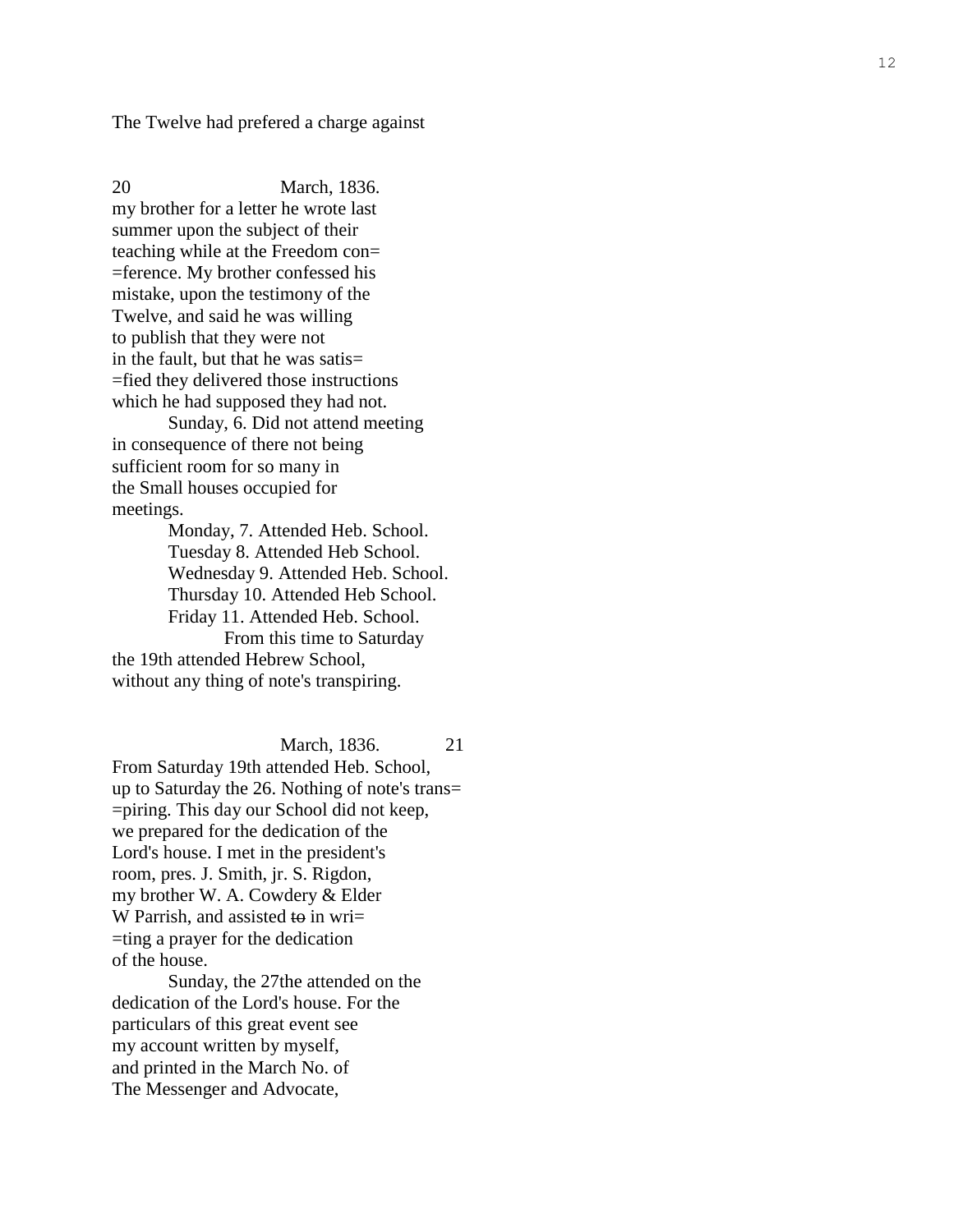The Twelve had prefered a charge against

20 March, 1836.

my brother for a letter he wrote last
summer upon the subject of their
teaching while at the Freedom con=
=ference. My brother confessed his
mistake, upon the testimony of the
Twelve, and said he was willing
to publish that they were not
in the fault, but that he was satis=
=fied they delivered those instructions
which he had supposed they had not.

Sunday, 6. Did not attend meeting
in consequence of there not being
sufficient room for so many in
the Small houses occupied for
meetings.

Monday, 7. Attended Heb. School.
Tuesday 8. Attended Heb School.
Wednesday 9. Attended Heb. School.
Thursday 10. Attended Heb School.
Friday 11. Attended Heb. School.

From this time to Saturday
the 19th attended Hebrew School,
without any thing of note's transpiring.

March, 1836. 21

From Saturday 19th attended Heb. School,
up to Saturday the 26. Nothing of note's trans=
=piring. This day our School did not keep,
we prepared for the dedication of the
Lord's house. I met in the president's
room, pres. J. Smith, jr. S. Rigdon,
my brother W. A. Cowdery & Elder
W Parrish, and assisted ~~to~~ in wri=
=ting a prayer for the dedication
of the house.

Sunday, the 27the attended on the
dedication of the Lord's house. For the
particulars of this great event see
my account written by myself,
and printed in the March No. of
The Messenger and Advocate,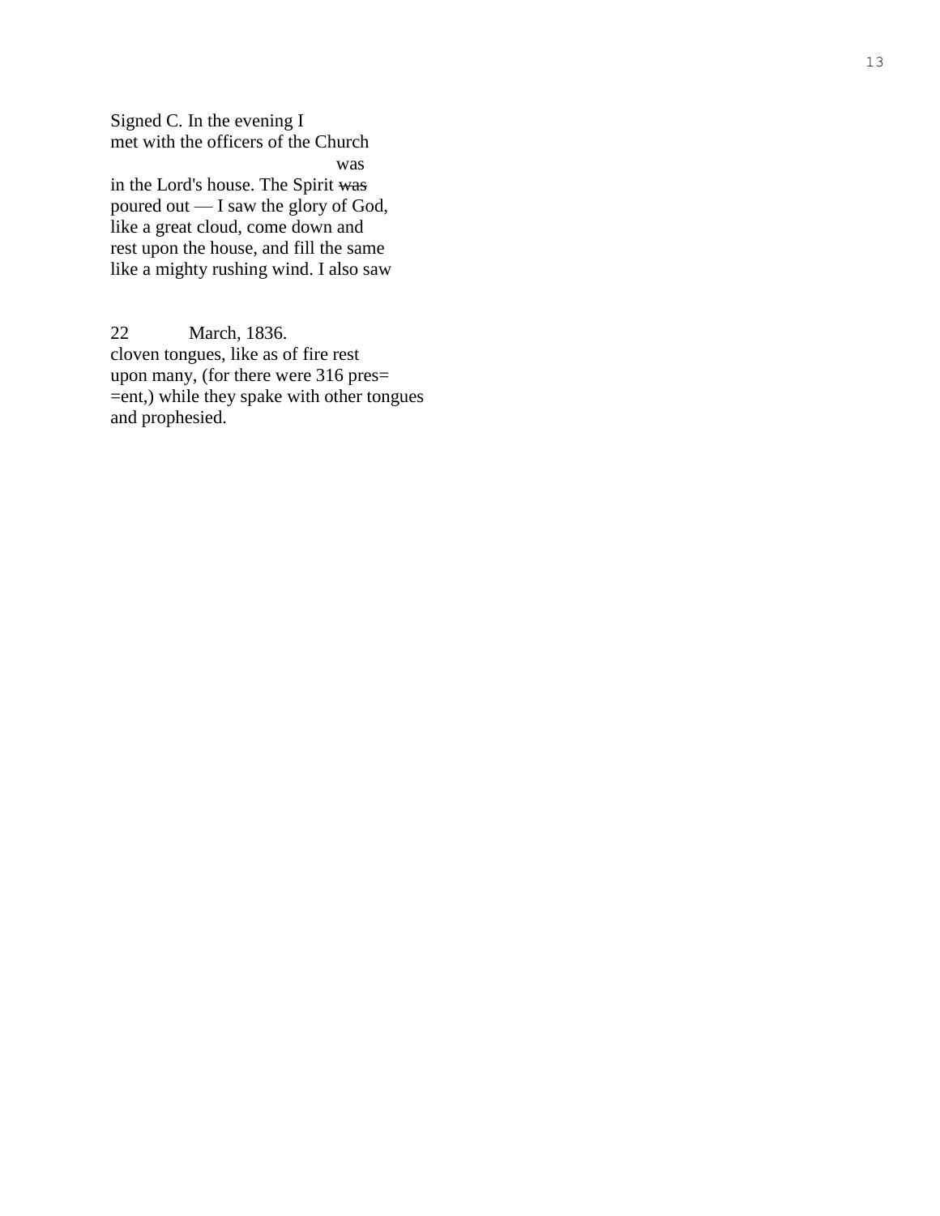Signed C. In the evening I
met with the officers of the Church
was
in the Lord's house. The Spirit ~~was~~
poured out — I saw the glory of God,
like a great cloud, come down and
rest upon the house, and fill the same
like a mighty rushing wind. I also saw

22 March, 1836.
cloven tongues, like as of fire rest
upon many, (for there were 316 pres=
=ent,) while they spake with other tongues
and prophesied.